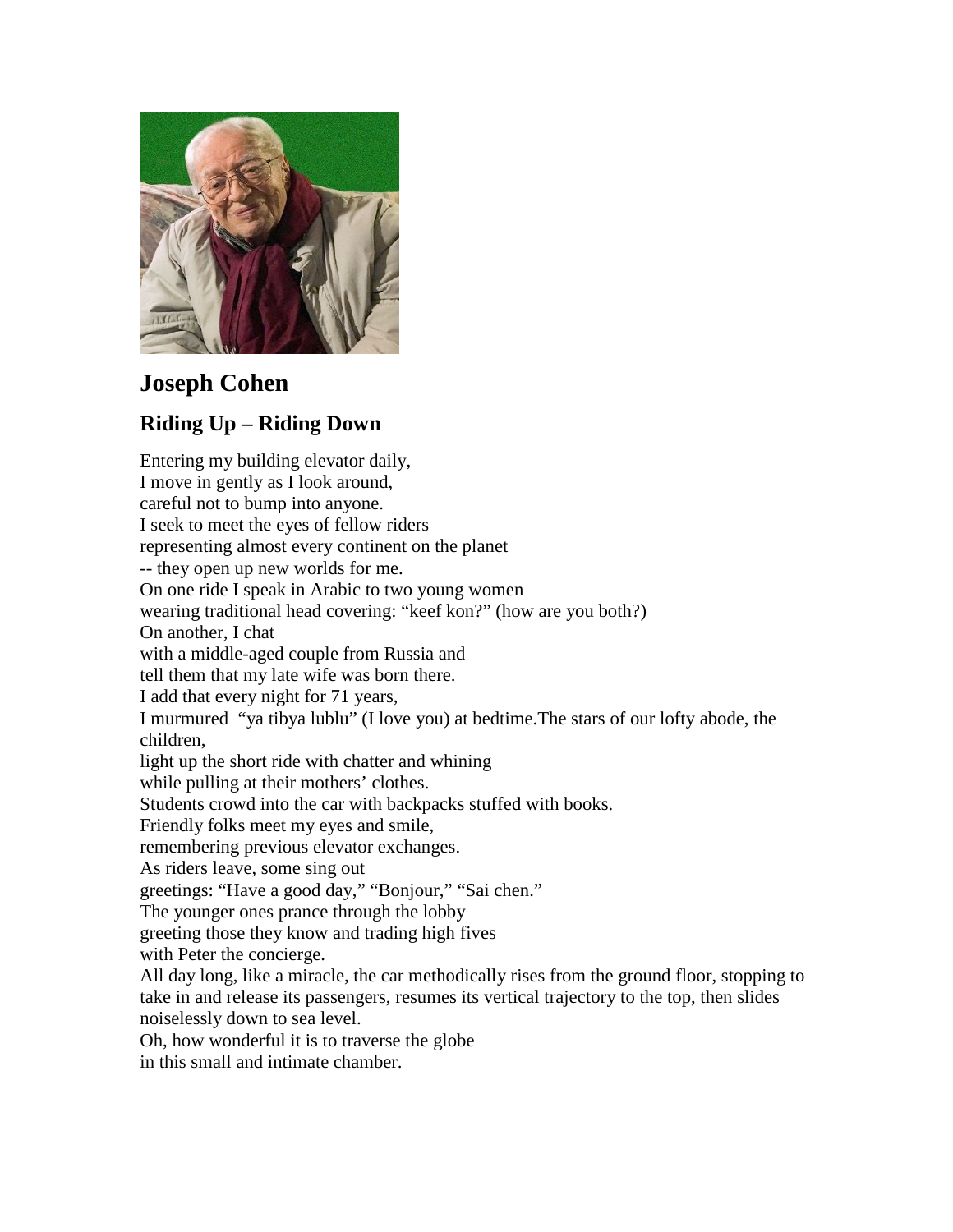# Joseph Cohen

## Riding Up – Riding Down

Entering my building elevator daily,
I move in gently as I look around,
careful not to bump into anyone.
I seek to meet the eyes of fellow riders
representing almost every continent on the planet
-- they open up new worlds for me.
On one ride I speak in Arabic to two young women
wearing traditional head covering: "keef kon?" (how are you both?)
On another, I chat
with a middle-aged couple from Russia and
tell them that my late wife was born there.
I add that every night for 71 years,
I murmured "ya tibya lublu" (I love you) at bedtime.The stars of our lofty abode, the children,
light up the short ride with chatter and whining
while pulling at their mothers' clothes.
Students crowd into the car with backpacks stuffed with books.
Friendly folks meet my eyes and smile,
remembering previous elevator exchanges.
As riders leave, some sing out
greetings: "Have a good day," "Bonjour," "Sai chen."
The younger ones prance through the lobby
greeting those they know and trading high fives
with Peter the concierge.
All day long, like a miracle, the car methodically rises from the ground floor, stopping to take in and release its passengers, resumes its vertical trajectory to the top, then slides noiselessly down to sea level.
Oh, how wonderful it is to traverse the globe
in this small and intimate chamber.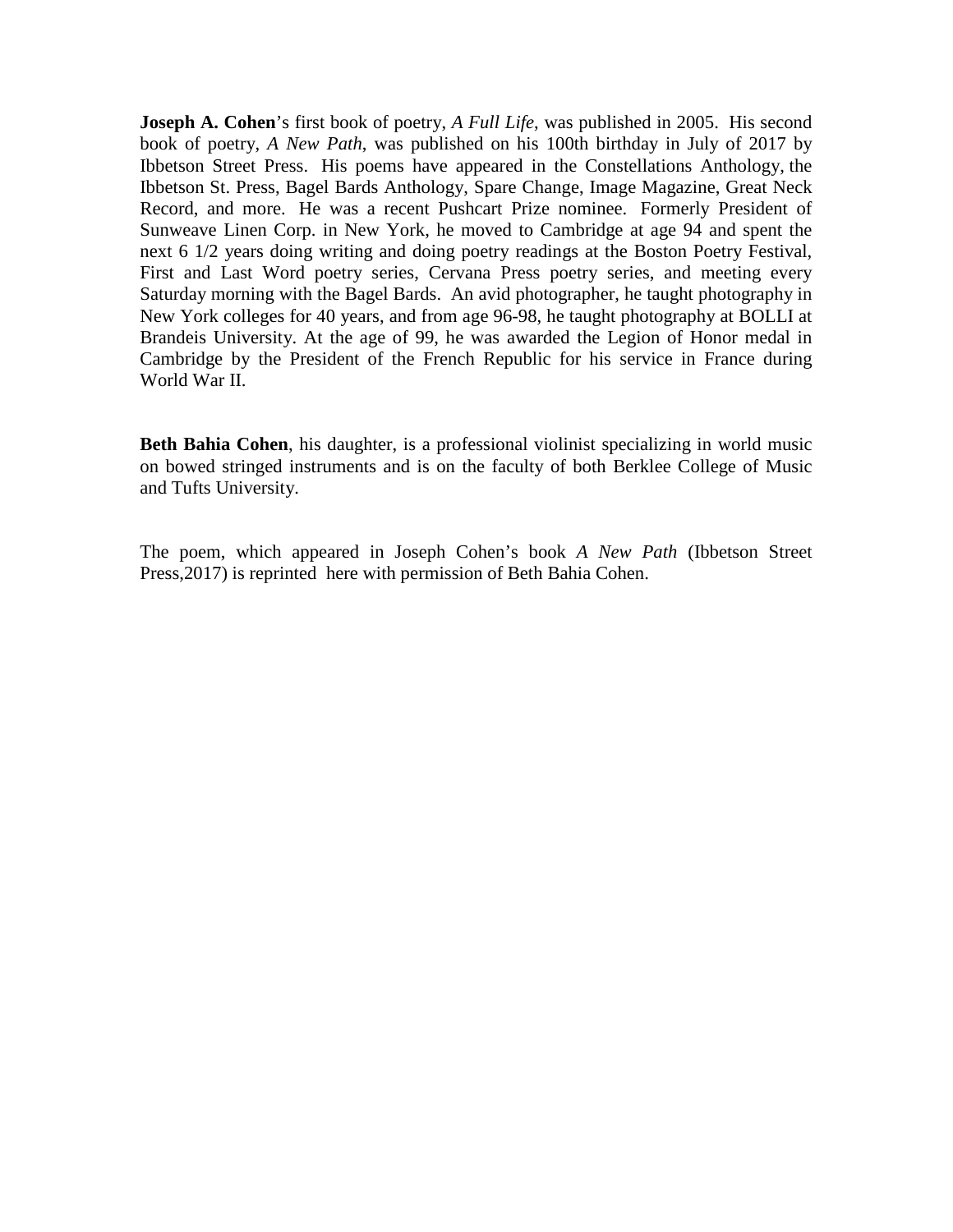**Joseph A. Cohen**'s first book of poetry, *A Full Life*, was published in 2005. His second book of poetry, *A New Path*, was published on his 100th birthday in July of 2017 by Ibbetson Street Press. His poems have appeared in the Constellations Anthology, the Ibbetson St. Press, Bagel Bards Anthology, Spare Change, Image Magazine, Great Neck Record, and more. He was a recent Pushcart Prize nominee. Formerly President of Sunweave Linen Corp. in New York, he moved to Cambridge at age 94 and spent the next 6 1/2 years doing writing and doing poetry readings at the Boston Poetry Festival, First and Last Word poetry series, Cervana Press poetry series, and meeting every Saturday morning with the Bagel Bards. An avid photographer, he taught photography in New York colleges for 40 years, and from age 96-98, he taught photography at BOLLI at Brandeis University. At the age of 99, he was awarded the Legion of Honor medal in Cambridge by the President of the French Republic for his service in France during World War II.

**Beth Bahia Cohen**, his daughter, is a professional violinist specializing in world music on bowed stringed instruments and is on the faculty of both Berklee College of Music and Tufts University.

The poem, which appeared in Joseph Cohen's book *A New Path* (Ibbetson Street Press,2017) is reprinted here with permission of Beth Bahia Cohen.